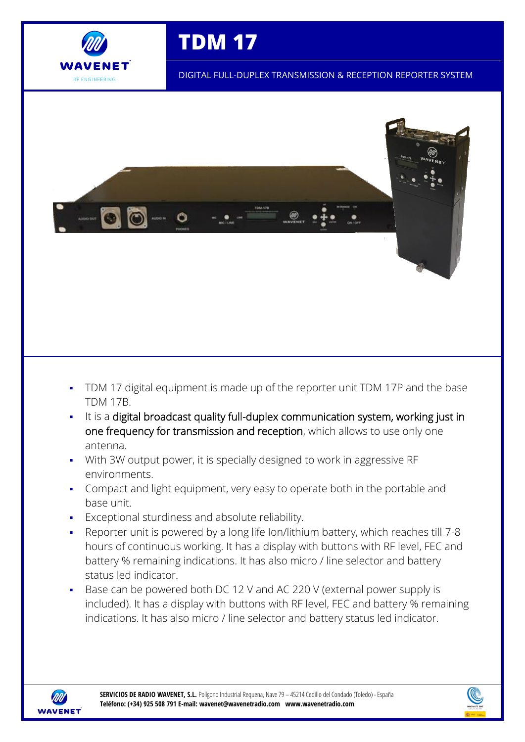# TDM 17

DIGITAL FULL-DUPLEX TRANSMISSION & RECEPTION REPORTER SYSTEM

- TDM 17 digital equipment is made up of the reporter unit TDM 17P and the base TDM 17B.
- It is a digital broadcast quality full-duplex communication system, working just in one frequency for transmission and reception, which allows to use only one antenna.
- With 3W output power, it is specially designed to work in aggressive RF environments.
- Compact and light equipment, very easy to operate both in the portable and base unit.
- Exceptional sturdiness and absolute reliability.
- Reporter unit is powered by a long life Ion/lithium battery, which reaches till 7-8 hours of continuous working. It has a display with buttons with RF level, FEC and battery % remaining indications. It has also micro / line selector and battery status led indicator.
- Base can be powered both DC 12 V and AC 220 V (external power supply is included). It has a display with buttons with RF level, FEC and battery % remaining indications. It has also micro / line selector and battery status led indicator.

**SERVICIOS DE RADIO WAVENET, S.L.** Polígono Industrial Requena, Nave 79 – 45214 Cedillo del Condado (Toledo) - España
**Teléfono: (+34) 925 508 791 E-mail: wavenet@wavenetradio.com www.wavenetradio.com**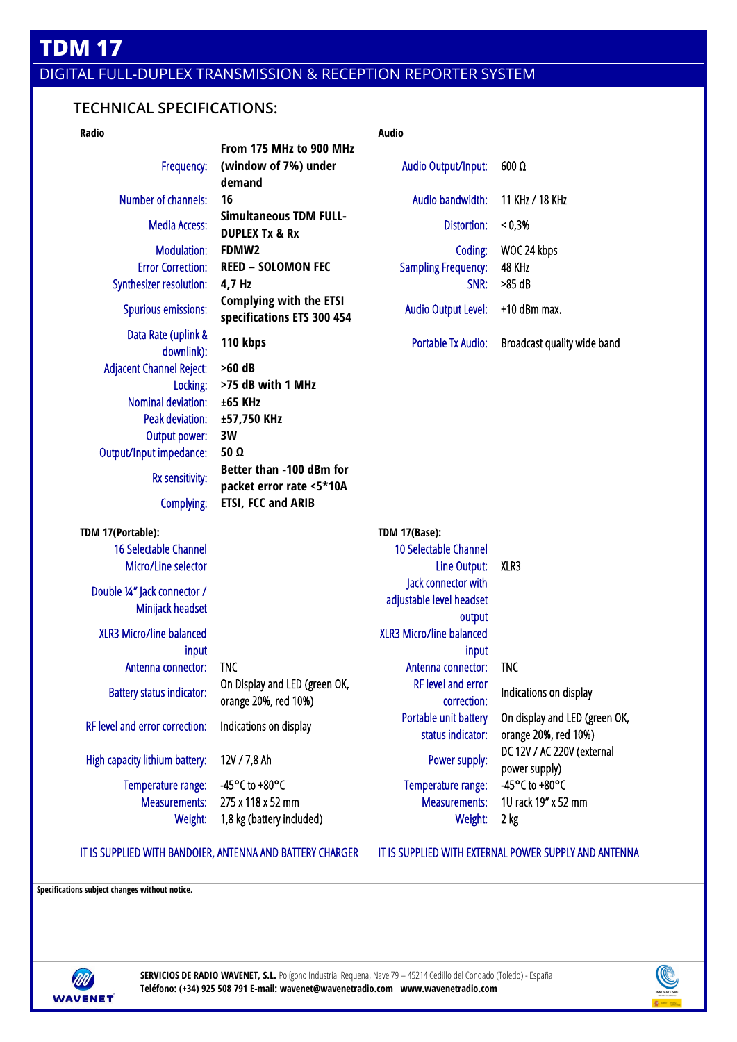# TDM 17

## DIGITAL FULL-DUPLEX TRANSMISSION & RECEPTION REPORTER SYSTEM

### TECHNICAL SPECIFICATIONS:

**Radio**

| | |
|---|---|
| Frequency: | **From 175 MHz to 900 MHz (window of 7%) under demand** |
| Number of channels: | **16** |
| Media Access: | **Simultaneous TDM FULL-DUPLEX Tx & Rx** |
| Modulation: | **FDMW2** |
| Error Correction: | **REED – SOLOMON FEC** |
| Synthesizer resolution: | **4,7 Hz** |
| Spurious emissions: | **Complying with the ETSI specifications ETS 300 454** |
| Data Rate (uplink & downlink): | **110 kbps** |
| Adjacent Channel Reject: | **>60 dB** |
| Locking: | **>75 dB with 1 MHz** |
| Nominal deviation: | **±65 KHz** |
| Peak deviation: | **±57,750 KHz** |
| Output power: | **3W** |
| Output/Input impedance: | **50 Ω** |
| Rx sensitivity: | **Better than -100 dBm for packet error rate <5*10A** |
| Complying: | **ETSI, FCC and ARIB** |

**Audio**

| | |
|---|---|
| Audio Output/Input: | 600 Ω |
| Audio bandwidth: | 11 KHz / 18 KHz |
| Distortion: | < 0,3% |
| Coding: | WOC 24 kbps |
| Sampling Frequency: | 48 KHz |
| SNR: | >85 dB |
| Audio Output Level: | +10 dBm max. |
| Portable Tx Audio: | Broadcast quality wide band |

**TDM 17(Portable):**

| | |
|---|---|
| 16 Selectable Channel | |
| Micro/Line selector | |
| Double ¼" Jack connector / Minijack headset | |
| XLR3 Micro/line balanced input | |
| Antenna connector: | TNC |
| Battery status indicator: | On Display and LED (green OK, orange 20%, red 10%) |
| RF level and error correction: | Indications on display |
| High capacity lithium battery: | 12V / 7,8 Ah |
| Temperature range: | -45°C to +80°C |
| Measurements: | 275 x 118 x 52 mm |
| Weight: | 1,8 kg (battery included) |

IT IS SUPPLIED WITH BANDOIER, ANTENNA AND BATTERY CHARGER

**TDM 17(Base):**

| | |
|---|---|
| 10 Selectable Channel | |
| Line Output: | XLR3 |
| Jack connector with adjustable level headset output | |
| XLR3 Micro/line balanced input | |
| Antenna connector: | TNC |
| RF level and error correction: | Indications on display |
| Portable unit battery status indicator: | On display and LED (green OK, orange 20%, red 10%) |
| Power supply: | DC 12V / AC 220V (external power supply) |
| Temperature range: | -45°C to +80°C |
| Measurements: | 1U rack 19" x 52 mm |
| Weight: | 2 kg |

IT IS SUPPLIED WITH EXTERNAL POWER SUPPLY AND ANTENNA

**Specifications subject changes without notice.**

**SERVICIOS DE RADIO WAVENET, S.L.** Polígono Industrial Requena, Nave 79 – 45214 Cedillo del Condado (Toledo) - España
**Teléfono: (+34) 925 508 791 E-mail: wavenet@wavenetradio.com www.wavenetradio.com**